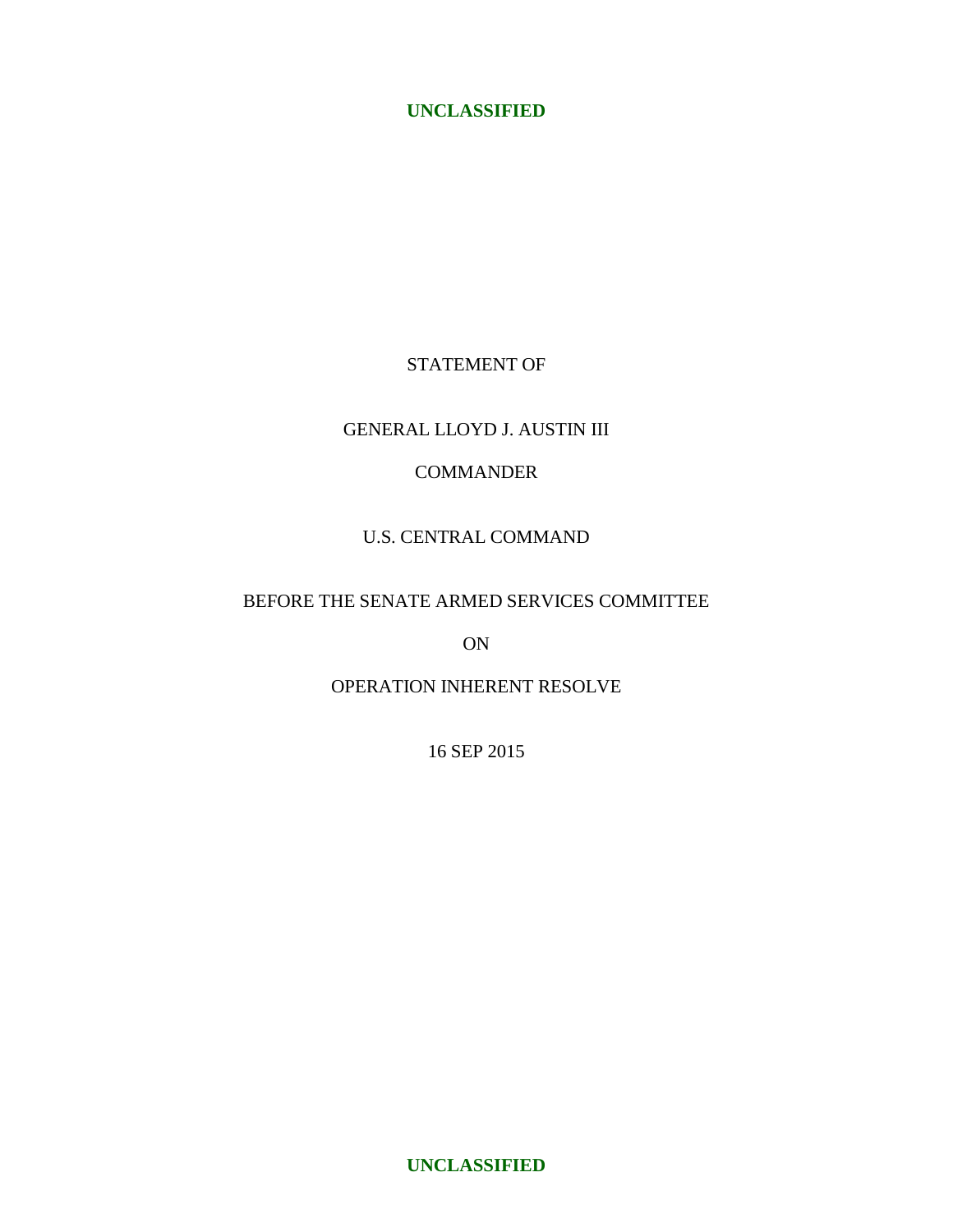**UNCLASSIFIED**

STATEMENT OF

GENERAL LLOYD J. AUSTIN III

COMMANDER

U.S. CENTRAL COMMAND

BEFORE THE SENATE ARMED SERVICES COMMITTEE

ON

OPERATION INHERENT RESOLVE

16 SEP 2015

**UNCLASSIFIED**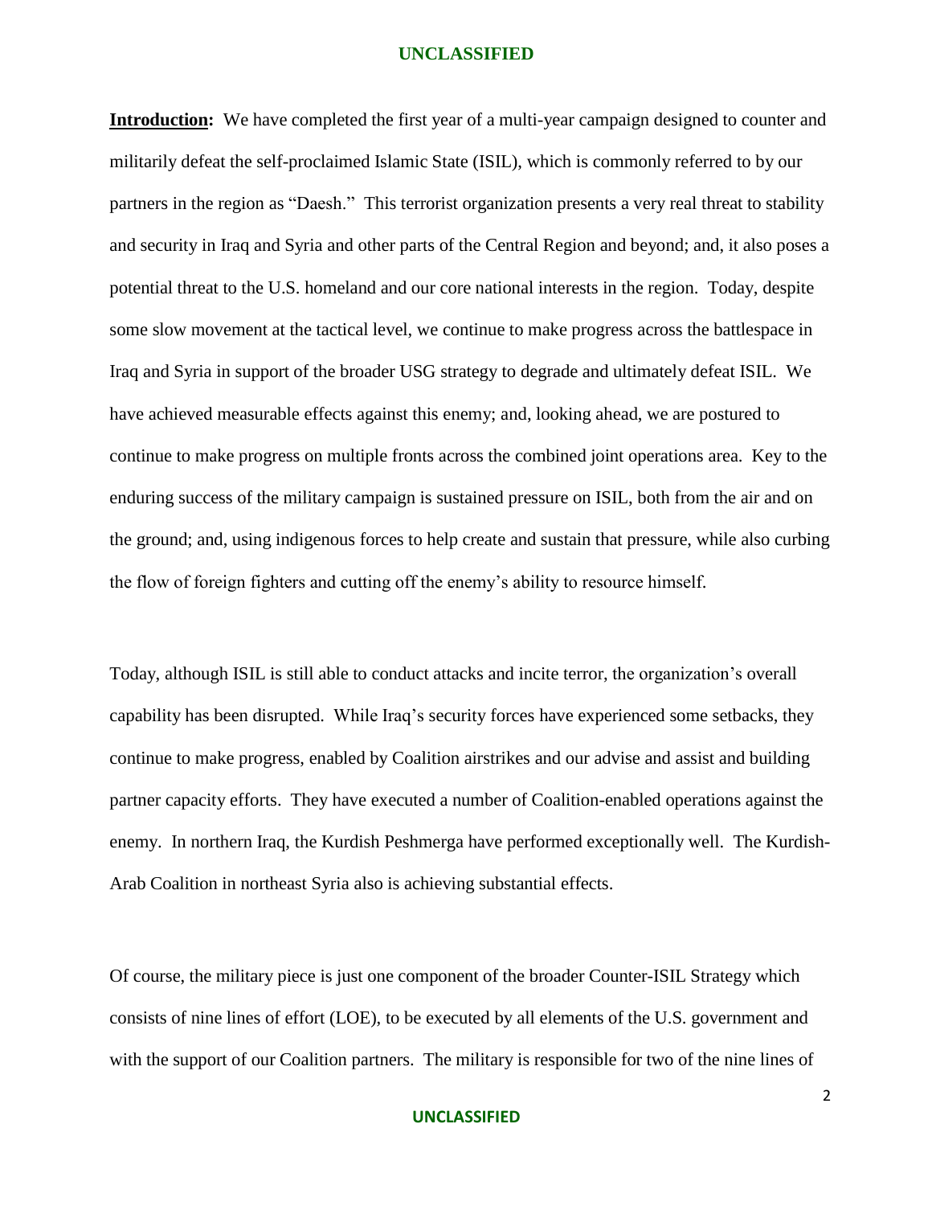**Introduction:** We have completed the first year of a multi-year campaign designed to counter and militarily defeat the self-proclaimed Islamic State (ISIL), which is commonly referred to by our partners in the region as "Daesh." This terrorist organization presents a very real threat to stability and security in Iraq and Syria and other parts of the Central Region and beyond; and, it also poses a potential threat to the U.S. homeland and our core national interests in the region. Today, despite some slow movement at the tactical level, we continue to make progress across the battlespace in Iraq and Syria in support of the broader USG strategy to degrade and ultimately defeat ISIL. We have achieved measurable effects against this enemy; and, looking ahead, we are postured to continue to make progress on multiple fronts across the combined joint operations area. Key to the enduring success of the military campaign is sustained pressure on ISIL, both from the air and on the ground; and, using indigenous forces to help create and sustain that pressure, while also curbing the flow of foreign fighters and cutting off the enemy's ability to resource himself.

Today, although ISIL is still able to conduct attacks and incite terror, the organization's overall capability has been disrupted. While Iraq's security forces have experienced some setbacks, they continue to make progress, enabled by Coalition airstrikes and our advise and assist and building partner capacity efforts. They have executed a number of Coalition-enabled operations against the enemy. In northern Iraq, the Kurdish Peshmerga have performed exceptionally well. The Kurdish-Arab Coalition in northeast Syria also is achieving substantial effects.

Of course, the military piece is just one component of the broader Counter-ISIL Strategy which consists of nine lines of effort (LOE), to be executed by all elements of the U.S. government and with the support of our Coalition partners. The military is responsible for two of the nine lines of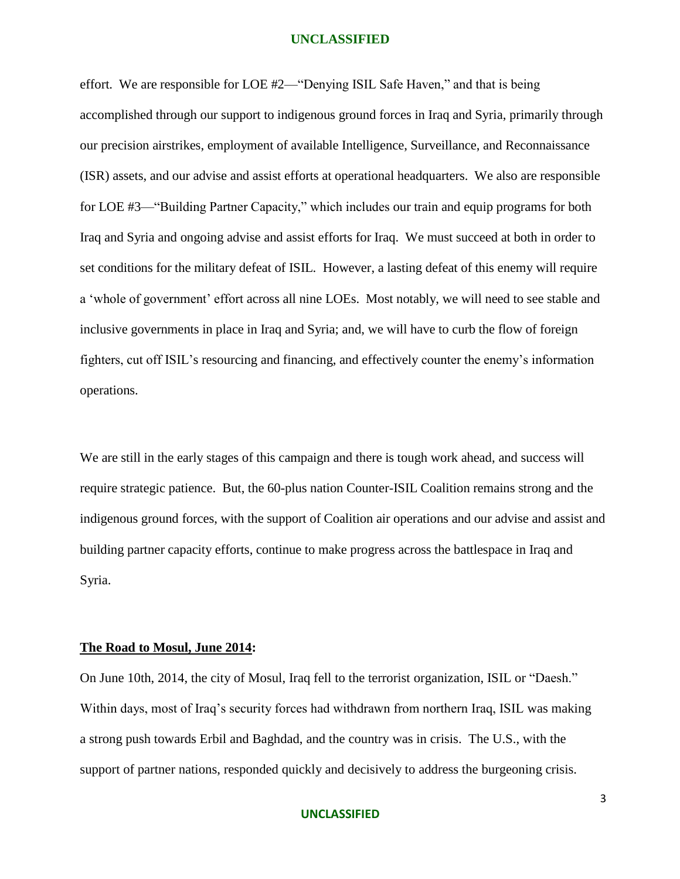effort. We are responsible for LOE #2—"Denying ISIL Safe Haven," and that is being accomplished through our support to indigenous ground forces in Iraq and Syria, primarily through our precision airstrikes, employment of available Intelligence, Surveillance, and Reconnaissance (ISR) assets, and our advise and assist efforts at operational headquarters. We also are responsible for LOE #3—"Building Partner Capacity," which includes our train and equip programs for both Iraq and Syria and ongoing advise and assist efforts for Iraq. We must succeed at both in order to set conditions for the military defeat of ISIL. However, a lasting defeat of this enemy will require a 'whole of government' effort across all nine LOEs. Most notably, we will need to see stable and inclusive governments in place in Iraq and Syria; and, we will have to curb the flow of foreign fighters, cut off ISIL's resourcing and financing, and effectively counter the enemy's information operations.

We are still in the early stages of this campaign and there is tough work ahead, and success will require strategic patience. But, the 60-plus nation Counter-ISIL Coalition remains strong and the indigenous ground forces, with the support of Coalition air operations and our advise and assist and building partner capacity efforts, continue to make progress across the battlespace in Iraq and Syria.

**The Road to Mosul, June 2014:**

On June 10th, 2014, the city of Mosul, Iraq fell to the terrorist organization, ISIL or "Daesh." Within days, most of Iraq's security forces had withdrawn from northern Iraq, ISIL was making a strong push towards Erbil and Baghdad, and the country was in crisis. The U.S., with the support of partner nations, responded quickly and decisively to address the burgeoning crisis.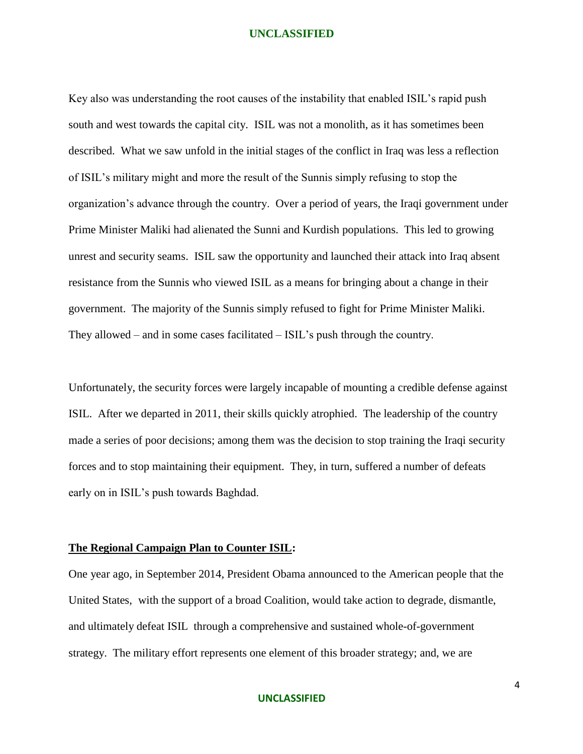Key also was understanding the root causes of the instability that enabled ISIL's rapid push south and west towards the capital city. ISIL was not a monolith, as it has sometimes been described. What we saw unfold in the initial stages of the conflict in Iraq was less a reflection of ISIL's military might and more the result of the Sunnis simply refusing to stop the organization's advance through the country. Over a period of years, the Iraqi government under Prime Minister Maliki had alienated the Sunni and Kurdish populations. This led to growing unrest and security seams. ISIL saw the opportunity and launched their attack into Iraq absent resistance from the Sunnis who viewed ISIL as a means for bringing about a change in their government. The majority of the Sunnis simply refused to fight for Prime Minister Maliki. They allowed – and in some cases facilitated – ISIL's push through the country.

Unfortunately, the security forces were largely incapable of mounting a credible defense against ISIL. After we departed in 2011, their skills quickly atrophied. The leadership of the country made a series of poor decisions; among them was the decision to stop training the Iraqi security forces and to stop maintaining their equipment. They, in turn, suffered a number of defeats early on in ISIL's push towards Baghdad.

**The Regional Campaign Plan to Counter ISIL:**

One year ago, in September 2014, President Obama announced to the American people that the United States, with the support of a broad Coalition, would take action to degrade, dismantle, and ultimately defeat ISIL through a comprehensive and sustained whole-of-government strategy. The military effort represents one element of this broader strategy; and, we are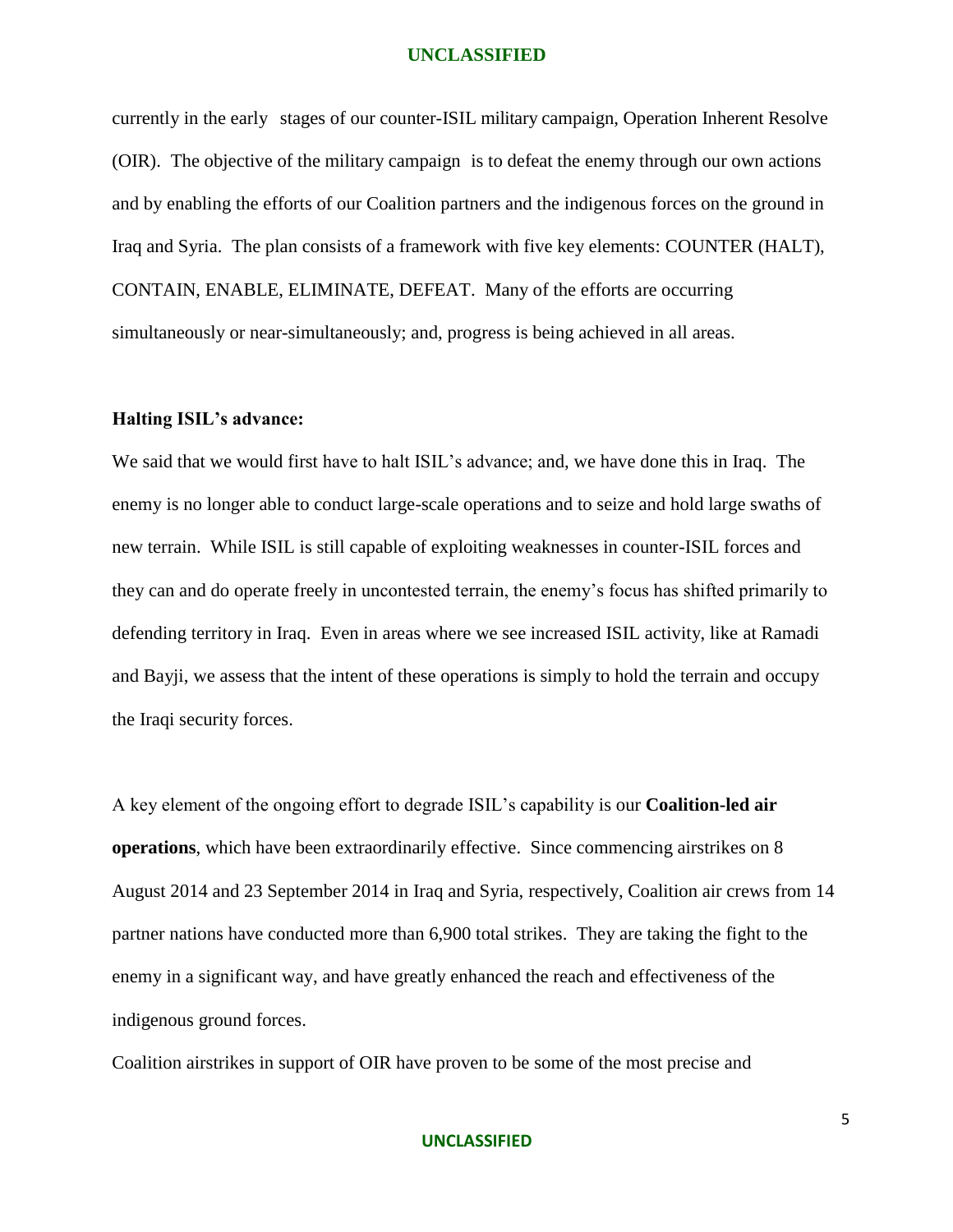currently in the early stages of our counter-ISIL military campaign, Operation Inherent Resolve (OIR). The objective of the military campaign is to defeat the enemy through our own actions and by enabling the efforts of our Coalition partners and the indigenous forces on the ground in Iraq and Syria. The plan consists of a framework with five key elements: COUNTER (HALT), CONTAIN, ENABLE, ELIMINATE, DEFEAT. Many of the efforts are occurring simultaneously or near-simultaneously; and, progress is being achieved in all areas.

**Halting ISIL's advance:**

We said that we would first have to halt ISIL's advance; and, we have done this in Iraq. The enemy is no longer able to conduct large-scale operations and to seize and hold large swaths of new terrain. While ISIL is still capable of exploiting weaknesses in counter-ISIL forces and they can and do operate freely in uncontested terrain, the enemy's focus has shifted primarily to defending territory in Iraq. Even in areas where we see increased ISIL activity, like at Ramadi and Bayji, we assess that the intent of these operations is simply to hold the terrain and occupy the Iraqi security forces.

A key element of the ongoing effort to degrade ISIL's capability is our **Coalition-led air operations**, which have been extraordinarily effective. Since commencing airstrikes on 8 August 2014 and 23 September 2014 in Iraq and Syria, respectively, Coalition air crews from 14 partner nations have conducted more than 6,900 total strikes. They are taking the fight to the enemy in a significant way, and have greatly enhanced the reach and effectiveness of the indigenous ground forces.

Coalition airstrikes in support of OIR have proven to be some of the most precise and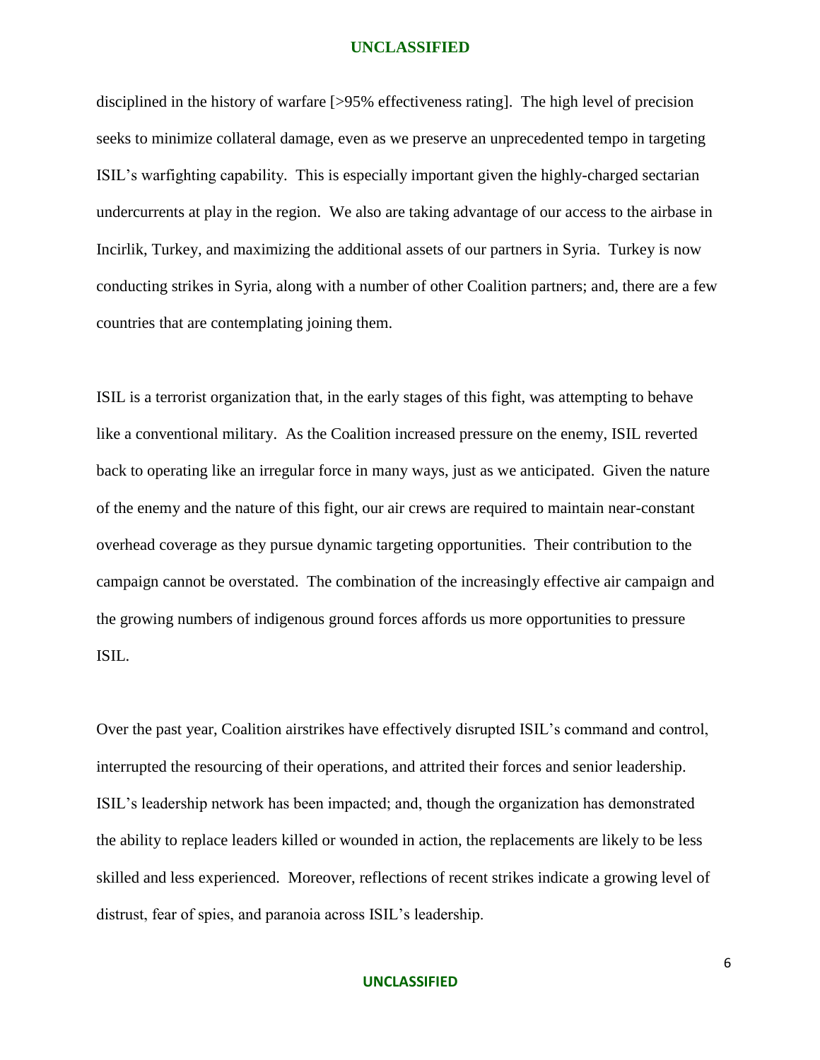disciplined in the history of warfare [>95% effectiveness rating]. The high level of precision seeks to minimize collateral damage, even as we preserve an unprecedented tempo in targeting ISIL's warfighting capability. This is especially important given the highly-charged sectarian undercurrents at play in the region. We also are taking advantage of our access to the airbase in Incirlik, Turkey, and maximizing the additional assets of our partners in Syria. Turkey is now conducting strikes in Syria, along with a number of other Coalition partners; and, there are a few countries that are contemplating joining them.

ISIL is a terrorist organization that, in the early stages of this fight, was attempting to behave like a conventional military. As the Coalition increased pressure on the enemy, ISIL reverted back to operating like an irregular force in many ways, just as we anticipated. Given the nature of the enemy and the nature of this fight, our air crews are required to maintain near-constant overhead coverage as they pursue dynamic targeting opportunities. Their contribution to the campaign cannot be overstated. The combination of the increasingly effective air campaign and the growing numbers of indigenous ground forces affords us more opportunities to pressure ISIL.

Over the past year, Coalition airstrikes have effectively disrupted ISIL's command and control, interrupted the resourcing of their operations, and attrited their forces and senior leadership. ISIL's leadership network has been impacted; and, though the organization has demonstrated the ability to replace leaders killed or wounded in action, the replacements are likely to be less skilled and less experienced. Moreover, reflections of recent strikes indicate a growing level of distrust, fear of spies, and paranoia across ISIL's leadership.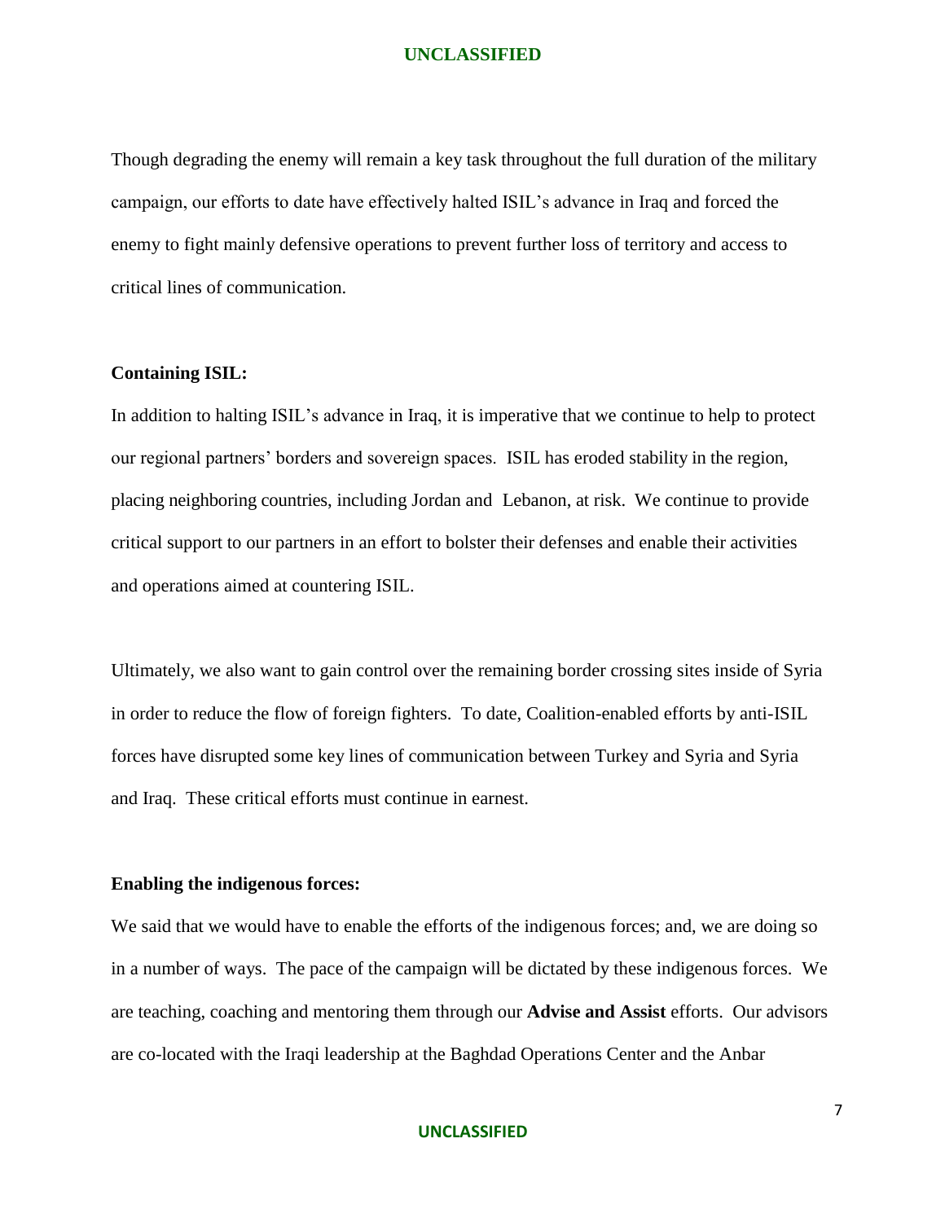Though degrading the enemy will remain a key task throughout the full duration of the military campaign, our efforts to date have effectively halted ISIL's advance in Iraq and forced the enemy to fight mainly defensive operations to prevent further loss of territory and access to critical lines of communication.

**Containing ISIL:**

In addition to halting ISIL's advance in Iraq, it is imperative that we continue to help to protect our regional partners' borders and sovereign spaces. ISIL has eroded stability in the region, placing neighboring countries, including Jordan and Lebanon, at risk. We continue to provide critical support to our partners in an effort to bolster their defenses and enable their activities and operations aimed at countering ISIL.

Ultimately, we also want to gain control over the remaining border crossing sites inside of Syria in order to reduce the flow of foreign fighters. To date, Coalition-enabled efforts by anti-ISIL forces have disrupted some key lines of communication between Turkey and Syria and Syria and Iraq. These critical efforts must continue in earnest.

**Enabling the indigenous forces:**

We said that we would have to enable the efforts of the indigenous forces; and, we are doing so in a number of ways. The pace of the campaign will be dictated by these indigenous forces. We are teaching, coaching and mentoring them through our **Advise and Assist** efforts. Our advisors are co-located with the Iraqi leadership at the Baghdad Operations Center and the Anbar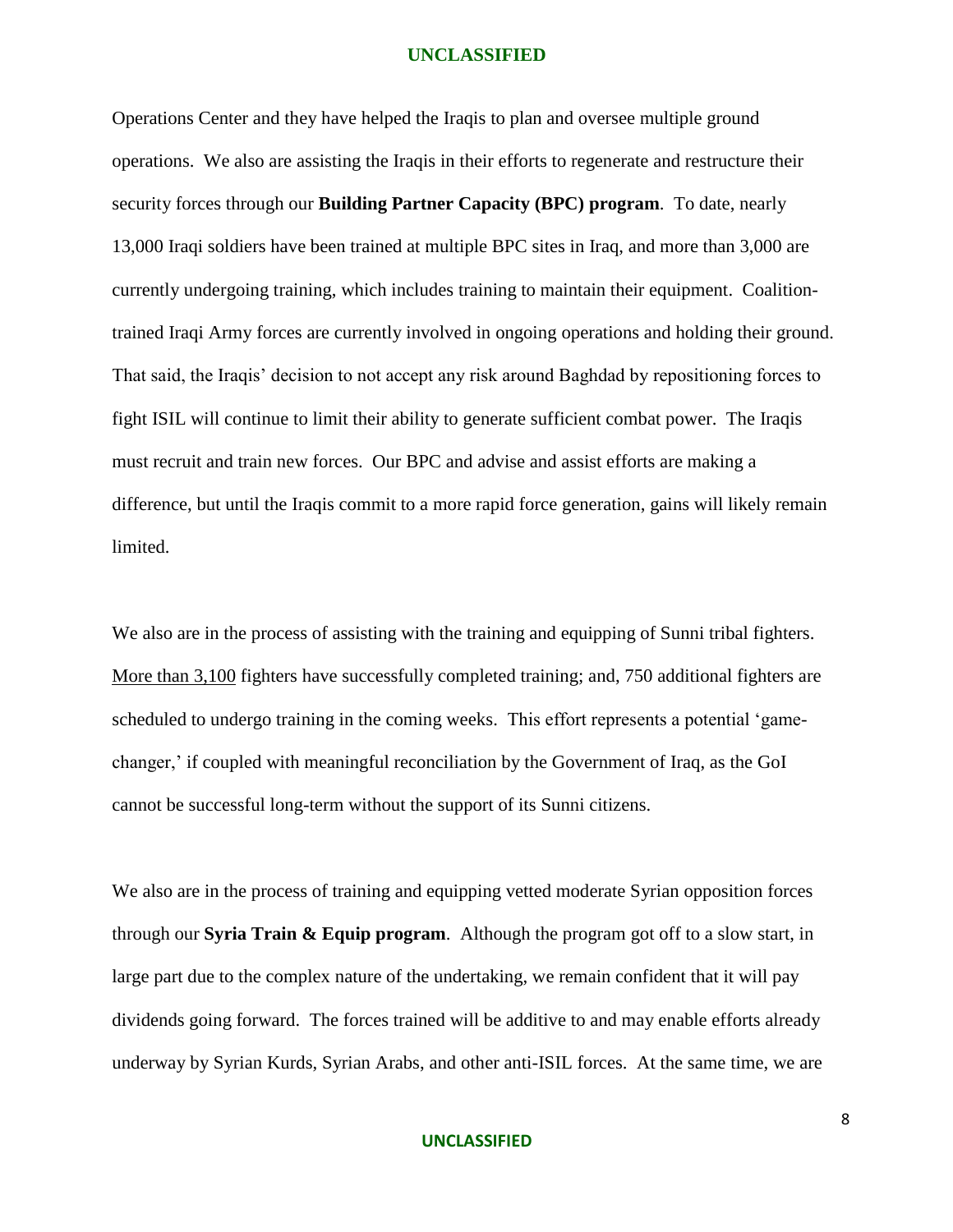Operations Center and they have helped the Iraqis to plan and oversee multiple ground operations. We also are assisting the Iraqis in their efforts to regenerate and restructure their security forces through our **Building Partner Capacity (BPC) program**. To date, nearly 13,000 Iraqi soldiers have been trained at multiple BPC sites in Iraq, and more than 3,000 are currently undergoing training, which includes training to maintain their equipment. Coalition-trained Iraqi Army forces are currently involved in ongoing operations and holding their ground. That said, the Iraqis' decision to not accept any risk around Baghdad by repositioning forces to fight ISIL will continue to limit their ability to generate sufficient combat power. The Iraqis must recruit and train new forces. Our BPC and advise and assist efforts are making a difference, but until the Iraqis commit to a more rapid force generation, gains will likely remain limited.

We also are in the process of assisting with the training and equipping of Sunni tribal fighters. More than 3,100 fighters have successfully completed training; and, 750 additional fighters are scheduled to undergo training in the coming weeks. This effort represents a potential 'game-changer,' if coupled with meaningful reconciliation by the Government of Iraq, as the GoI cannot be successful long-term without the support of its Sunni citizens.

We also are in the process of training and equipping vetted moderate Syrian opposition forces through our **Syria Train & Equip program**. Although the program got off to a slow start, in large part due to the complex nature of the undertaking, we remain confident that it will pay dividends going forward. The forces trained will be additive to and may enable efforts already underway by Syrian Kurds, Syrian Arabs, and other anti-ISIL forces. At the same time, we are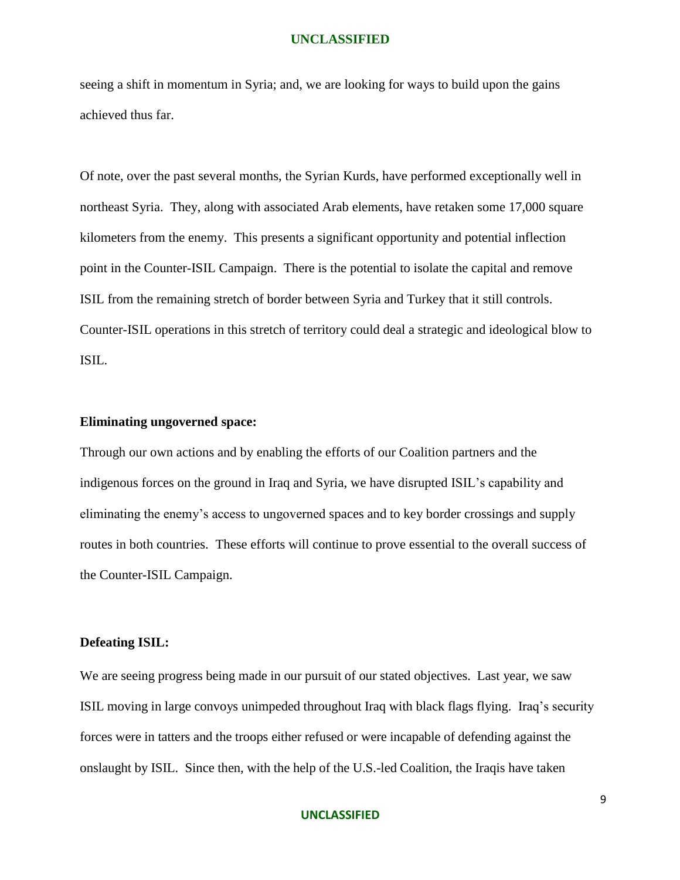seeing a shift in momentum in Syria; and, we are looking for ways to build upon the gains achieved thus far.

Of note, over the past several months, the Syrian Kurds, have performed exceptionally well in northeast Syria. They, along with associated Arab elements, have retaken some 17,000 square kilometers from the enemy. This presents a significant opportunity and potential inflection point in the Counter-ISIL Campaign. There is the potential to isolate the capital and remove ISIL from the remaining stretch of border between Syria and Turkey that it still controls. Counter-ISIL operations in this stretch of territory could deal a strategic and ideological blow to ISIL.

**Eliminating ungoverned space:**

Through our own actions and by enabling the efforts of our Coalition partners and the indigenous forces on the ground in Iraq and Syria, we have disrupted ISIL's capability and eliminating the enemy's access to ungoverned spaces and to key border crossings and supply routes in both countries. These efforts will continue to prove essential to the overall success of the Counter-ISIL Campaign.

**Defeating ISIL:**

We are seeing progress being made in our pursuit of our stated objectives. Last year, we saw ISIL moving in large convoys unimpeded throughout Iraq with black flags flying. Iraq's security forces were in tatters and the troops either refused or were incapable of defending against the onslaught by ISIL. Since then, with the help of the U.S.-led Coalition, the Iraqis have taken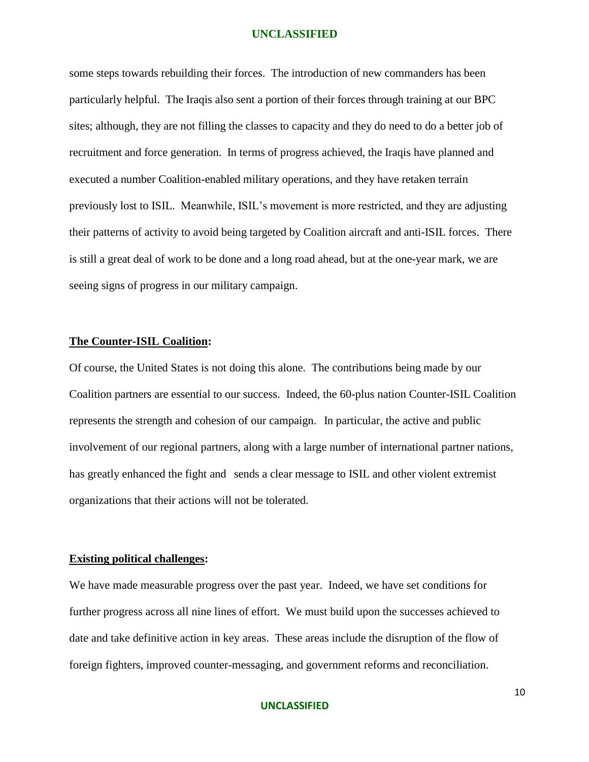some steps towards rebuilding their forces. The introduction of new commanders has been particularly helpful. The Iraqis also sent a portion of their forces through training at our BPC sites; although, they are not filling the classes to capacity and they do need to do a better job of recruitment and force generation. In terms of progress achieved, the Iraqis have planned and executed a number Coalition-enabled military operations, and they have retaken terrain previously lost to ISIL. Meanwhile, ISIL's movement is more restricted, and they are adjusting their patterns of activity to avoid being targeted by Coalition aircraft and anti-ISIL forces. There is still a great deal of work to be done and a long road ahead, but at the one-year mark, we are seeing signs of progress in our military campaign.

**The Counter-ISIL Coalition:**

Of course, the United States is not doing this alone. The contributions being made by our Coalition partners are essential to our success. Indeed, the 60-plus nation Counter-ISIL Coalition represents the strength and cohesion of our campaign. In particular, the active and public involvement of our regional partners, along with a large number of international partner nations, has greatly enhanced the fight and sends a clear message to ISIL and other violent extremist organizations that their actions will not be tolerated.

**Existing political challenges:**

We have made measurable progress over the past year. Indeed, we have set conditions for further progress across all nine lines of effort. We must build upon the successes achieved to date and take definitive action in key areas. These areas include the disruption of the flow of foreign fighters, improved counter-messaging, and government reforms and reconciliation.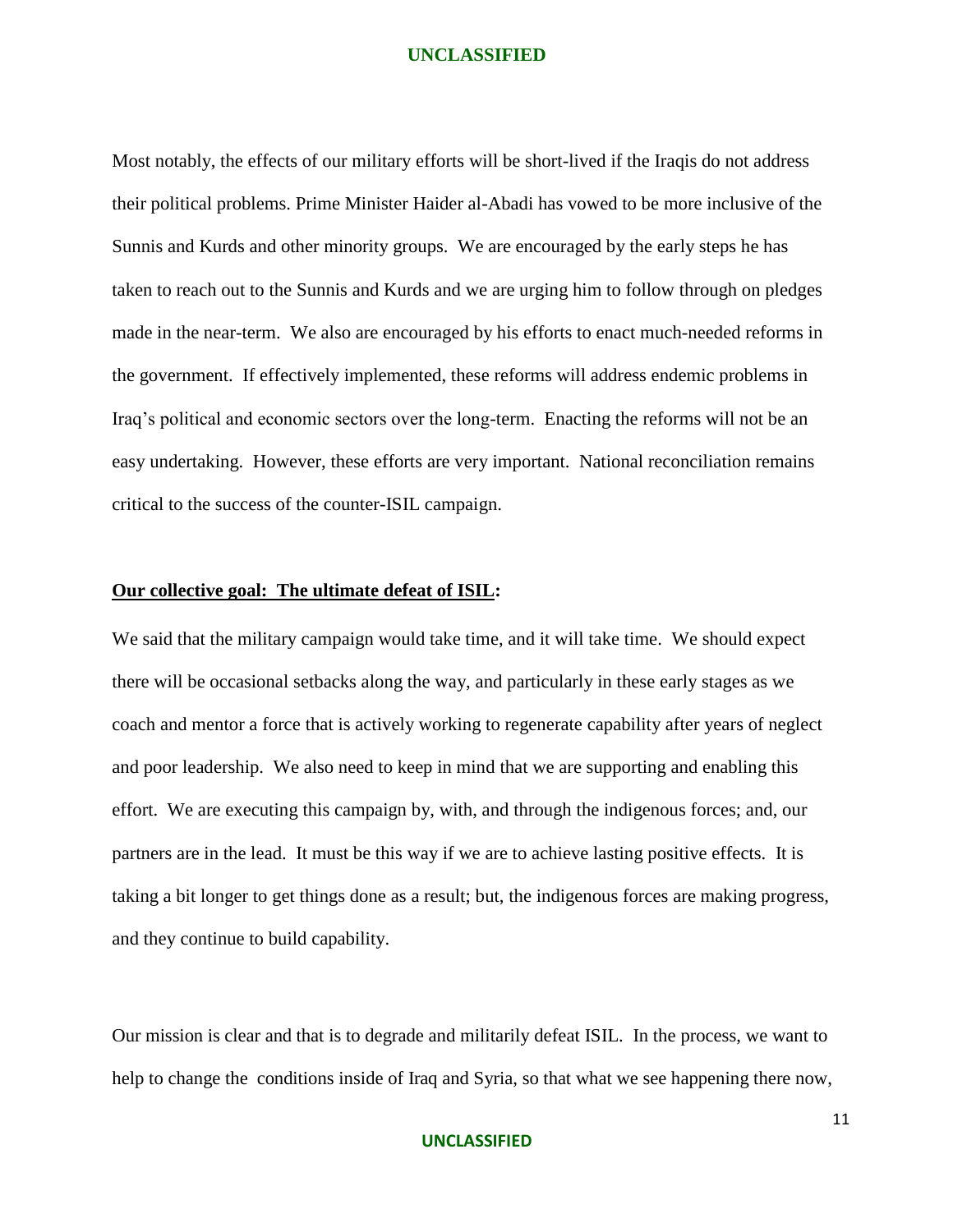Most notably, the effects of our military efforts will be short-lived if the Iraqis do not address their political problems. Prime Minister Haider al-Abadi has vowed to be more inclusive of the Sunnis and Kurds and other minority groups. We are encouraged by the early steps he has taken to reach out to the Sunnis and Kurds and we are urging him to follow through on pledges made in the near-term. We also are encouraged by his efforts to enact much-needed reforms in the government. If effectively implemented, these reforms will address endemic problems in Iraq's political and economic sectors over the long-term. Enacting the reforms will not be an easy undertaking. However, these efforts are very important. National reconciliation remains critical to the success of the counter-ISIL campaign.

**Our collective goal: The ultimate defeat of ISIL:**

We said that the military campaign would take time, and it will take time. We should expect there will be occasional setbacks along the way, and particularly in these early stages as we coach and mentor a force that is actively working to regenerate capability after years of neglect and poor leadership. We also need to keep in mind that we are supporting and enabling this effort. We are executing this campaign by, with, and through the indigenous forces; and, our partners are in the lead. It must be this way if we are to achieve lasting positive effects. It is taking a bit longer to get things done as a result; but, the indigenous forces are making progress, and they continue to build capability.

Our mission is clear and that is to degrade and militarily defeat ISIL. In the process, we want to help to change the conditions inside of Iraq and Syria, so that what we see happening there now,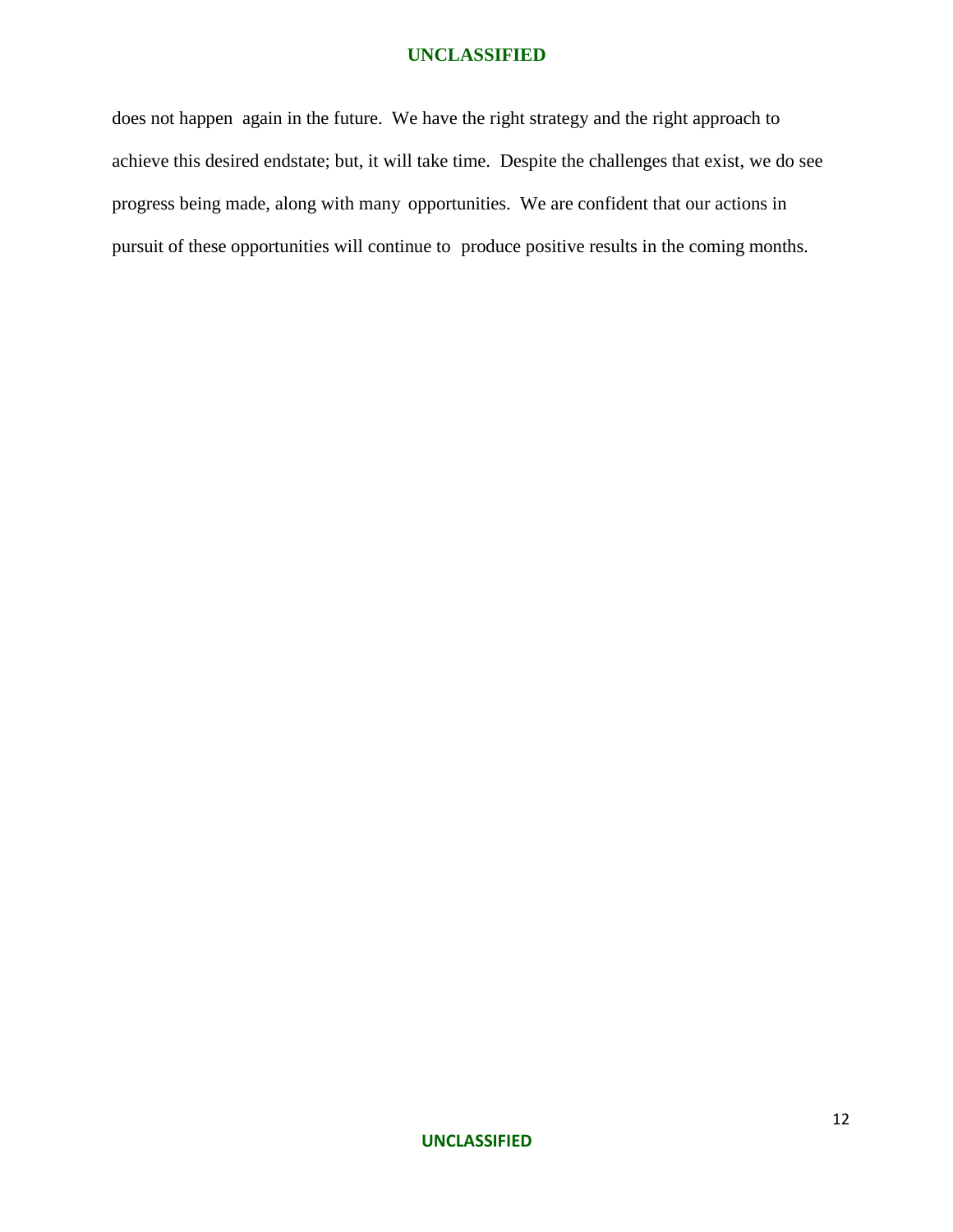does not happen again in the future. We have the right strategy and the right approach to achieve this desired endstate; but, it will take time. Despite the challenges that exist, we do see progress being made, along with many opportunities. We are confident that our actions in pursuit of these opportunities will continue to produce positive results in the coming months.